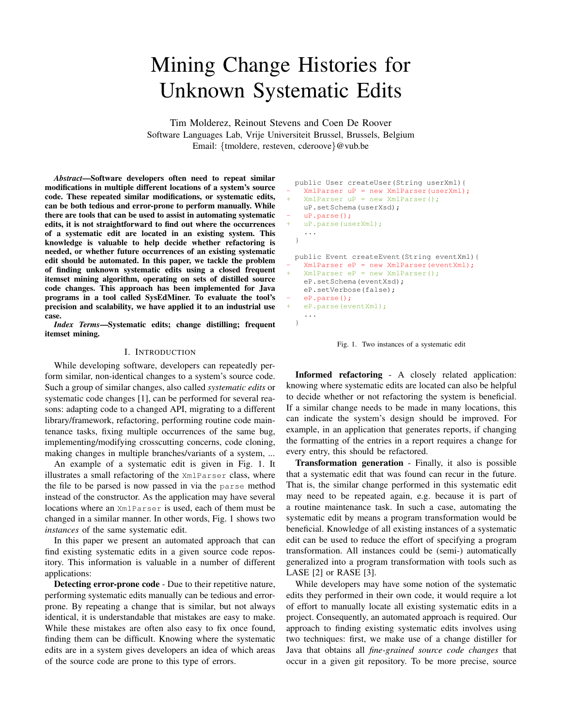# Mining Change Histories for Unknown Systematic Edits

Tim Molderez, Reinout Stevens and Coen De Roover
Software Languages Lab, Vrije Universiteit Brussel, Brussels, Belgium
Email: {tmoldere, resteven, cderoove}@vub.be

***Abstract*—Software developers often need to repeat similar modifications in multiple different locations of a system's source code. These repeated similar modifications, or systematic edits, can be both tedious and error-prone to perform manually. While there are tools that can be used to assist in automating systematic edits, it is not straightforward to find out where the occurrences of a systematic edit are located in an existing system. This knowledge is valuable to help decide whether refactoring is needed, or whether future occurrences of an existing systematic edit should be automated. In this paper, we tackle the problem of finding unknown systematic edits using a closed frequent itemset mining algorithm, operating on sets of distilled source code changes. This approach has been implemented for Java programs in a tool called SysEdMiner. To evaluate the tool's precision and scalability, we have applied it to an industrial use case.**

***Index Terms*—Systematic edits; change distilling; frequent itemset mining.**

## I. Introduction

While developing software, developers can repeatedly perform similar, non-identical changes to a system's source code. Such a group of similar changes, also called *systematic edits* or systematic code changes [1], can be performed for several reasons: adapting code to a changed API, migrating to a different library/framework, refactoring, performing routine code maintenance tasks, fixing multiple occurrences of the same bug, implementing/modifying crosscutting concerns, code cloning, making changes in multiple branches/variants of a system, ...

An example of a systematic edit is given in Fig. 1. It illustrates a small refactoring of the `XmlParser` class, where the file to be parsed is now passed in via the `parse` method instead of the constructor. As the application may have several locations where an `XmlParser` is used, each of them must be changed in a similar manner. In other words, Fig. 1 shows two *instances* of the same systematic edit.

```
  public User createUser(String userXml){
-   XmlParser uP = new XmlParser(userXml);
+   XmlParser uP = new XmlParser();
    uP.setSchema(userXsd);
-   uP.parse();
+   uP.parse(userXml);
    ...
  }

  public Event createEvent(String eventXml){
-   XmlParser eP = new XmlParser(eventXml);
+   XmlParser eP = new XmlParser();
    eP.setSchema(eventXsd);
    eP.setVerbose(false);
-   eP.parse();
+   eP.parse(eventXml);
    ...
  }
```

Fig. 1. Two instances of a systematic edit

In this paper we present an automated approach that can find existing systematic edits in a given source code repository. This information is valuable in a number of different applications:

**Detecting error-prone code** - Due to their repetitive nature, performing systematic edits manually can be tedious and error-prone. By repeating a change that is similar, but not always identical, it is understandable that mistakes are easy to make. While these mistakes are often also easy to fix once found, finding them can be difficult. Knowing where the systematic edits are in a system gives developers an idea of which areas of the source code are prone to this type of errors.

**Informed refactoring** - A closely related application: knowing where systematic edits are located can also be helpful to decide whether or not refactoring the system is beneficial. If a similar change needs to be made in many locations, this can indicate the system's design should be improved. For example, in an application that generates reports, if changing the formatting of the entries in a report requires a change for every entry, this should be refactored.

**Transformation generation** - Finally, it also is possible that a systematic edit that was found can recur in the future. That is, the similar change performed in this systematic edit may need to be repeated again, e.g. because it is part of a routine maintenance task. In such a case, automating the systematic edit by means a program transformation would be beneficial. Knowledge of all existing instances of a systematic edit can be used to reduce the effort of specifying a program transformation. All instances could be (semi-) automatically generalized into a program transformation with tools such as LASE [2] or RASE [3].

While developers may have some notion of the systematic edits they performed in their own code, it would require a lot of effort to manually locate all existing systematic edits in a project. Consequently, an automated approach is required. Our approach to finding existing systematic edits involves using two techniques: first, we make use of a change distiller for Java that obtains all *fine-grained source code changes* that occur in a given git repository. To be more precise, source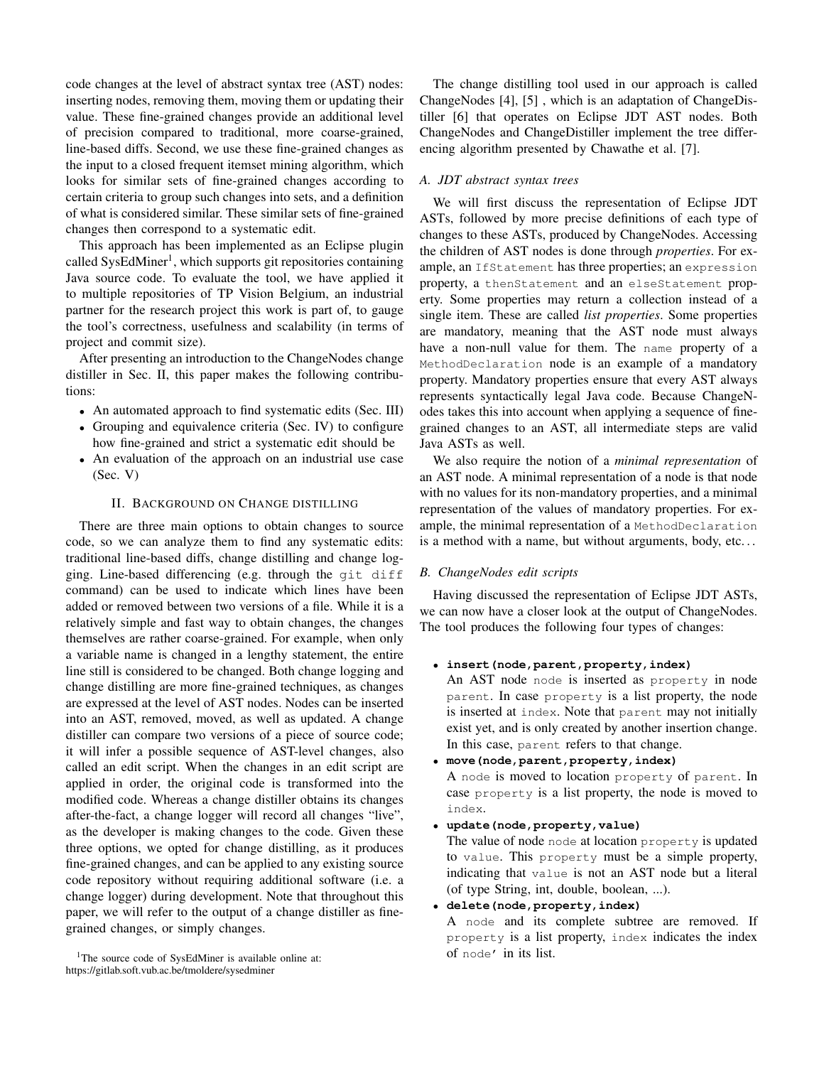code changes at the level of abstract syntax tree (AST) nodes: inserting nodes, removing them, moving them or updating their value. These fine-grained changes provide an additional level of precision compared to traditional, more coarse-grained, line-based diffs. Second, we use these fine-grained changes as the input to a closed frequent itemset mining algorithm, which looks for similar sets of fine-grained changes according to certain criteria to group such changes into sets, and a definition of what is considered similar. These similar sets of fine-grained changes then correspond to a systematic edit.

This approach has been implemented as an Eclipse plugin called SysEdMiner[1], which supports git repositories containing Java source code. To evaluate the tool, we have applied it to multiple repositories of TP Vision Belgium, an industrial partner for the research project this work is part of, to gauge the tool's correctness, usefulness and scalability (in terms of project and commit size).

After presenting an introduction to the ChangeNodes change distiller in Sec. II, this paper makes the following contributions:

- An automated approach to find systematic edits (Sec. III)
- Grouping and equivalence criteria (Sec. IV) to configure how fine-grained and strict a systematic edit should be
- An evaluation of the approach on an industrial use case (Sec. V)

## II. Background on Change distilling

There are three main options to obtain changes to source code, so we can analyze them to find any systematic edits: traditional line-based diffs, change distilling and change logging. Line-based differencing (e.g. through the `git diff` command) can be used to indicate which lines have been added or removed between two versions of a file. While it is a relatively simple and fast way to obtain changes, the changes themselves are rather coarse-grained. For example, when only a variable name is changed in a lengthy statement, the entire line still is considered to be changed. Both change logging and change distilling are more fine-grained techniques, as changes are expressed at the level of AST nodes. Nodes can be inserted into an AST, removed, moved, as well as updated. A change distiller can compare two versions of a piece of source code; it will infer a possible sequence of AST-level changes, also called an edit script. When the changes in an edit script are applied in order, the original code is transformed into the modified code. Whereas a change distiller obtains its changes after-the-fact, a change logger will record all changes "live", as the developer is making changes to the code. Given these three options, we opted for change distilling, as it produces fine-grained changes, and can be applied to any existing source code repository without requiring additional software (i.e. a change logger) during development. Note that throughout this paper, we will refer to the output of a change distiller as fine-grained changes, or simply changes.

[1] The source code of SysEdMiner is available online at: https://gitlab.soft.vub.ac.be/tmoldere/sysedminer

The change distilling tool used in our approach is called ChangeNodes [4], [5] , which is an adaptation of ChangeDistiller [6] that operates on Eclipse JDT AST nodes. Both ChangeNodes and ChangeDistiller implement the tree differencing algorithm presented by Chawathe et al. [7].

### A. JDT abstract syntax trees

We will first discuss the representation of Eclipse JDT ASTs, followed by more precise definitions of each type of changes to these ASTs, produced by ChangeNodes. Accessing the children of AST nodes is done through *properties*. For example, an `IfStatement` has three properties; an `expression` property, a `thenStatement` and an `elseStatement` property. Some properties may return a collection instead of a single item. These are called *list properties*. Some properties are mandatory, meaning that the AST node must always have a non-null value for them. The `name` property of a `MethodDeclaration` node is an example of a mandatory property. Mandatory properties ensure that every AST always represents syntactically legal Java code. Because ChangeNodes takes this into account when applying a sequence of fine-grained changes to an AST, all intermediate steps are valid Java ASTs as well.

We also require the notion of a *minimal representation* of an AST node. A minimal representation of a node is that node with no values for its non-mandatory properties, and a minimal representation of the values of mandatory properties. For example, the minimal representation of a `MethodDeclaration` is a method with a name, but without arguments, body, etc. . .

### B. ChangeNodes edit scripts

Having discussed the representation of Eclipse JDT ASTs, we can now have a closer look at the output of ChangeNodes. The tool produces the following four types of changes:

- **`insert(node,parent,property,index)`**
  An AST node `node` is inserted as `property` in node `parent`. In case `property` is a list property, the node is inserted at `index`. Note that `parent` may not initially exist yet, and is only created by another insertion change. In this case, `parent` refers to that change.
- **`move(node,parent,property,index)`**
  A `node` is moved to location `property` of `parent`. In case `property` is a list property, the node is moved to `index`.
- **`update(node,property,value)`**
  The value of node `node` at location `property` is updated to `value`. This `property` must be a simple property, indicating that `value` is not an AST node but a literal (of type String, int, double, boolean, ...).
- **`delete(node,property,index)`**
  A `node` and its complete subtree are removed. If `property` is a list property, `index` indicates the index of `node'` in its list.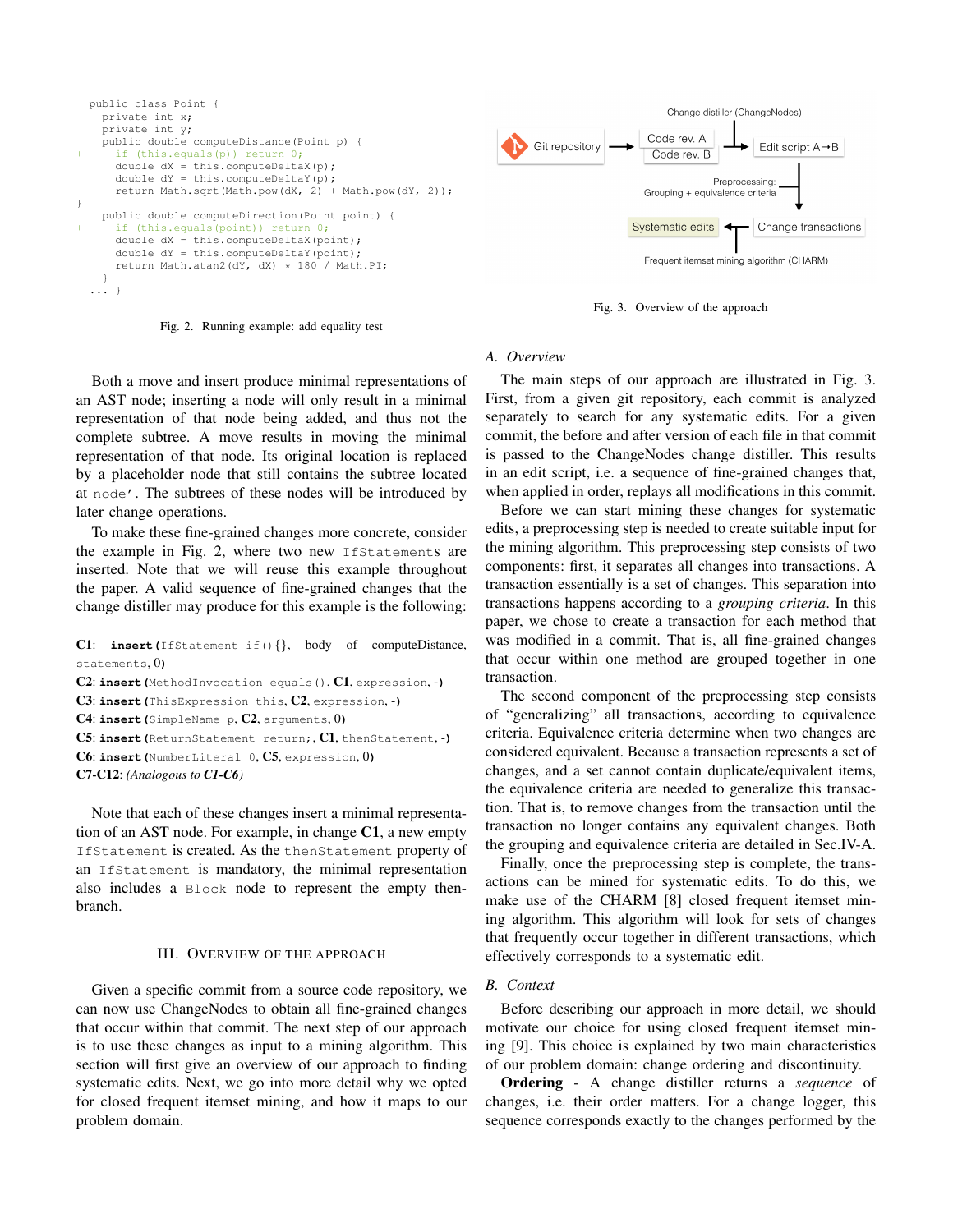```
  public class Point {
    private int x;
    private int y;
    public double computeDistance(Point p) {
+     if (this.equals(p)) return 0;
      double dX = this.computeDeltaX(p);
      double dY = this.computeDeltaY(p);
      return Math.sqrt(Math.pow(dX, 2) + Math.pow(dY, 2));
}
    public double computeDirection(Point point) {
+     if (this.equals(point)) return 0;
      double dX = this.computeDeltaX(point);
      double dY = this.computeDeltaY(point);
      return Math.atan2(dY, dX) * 180 / Math.PI;
    }
  ... }
```

Fig. 2. Running example: add equality test

Both a move and insert produce minimal representations of an AST node; inserting a node will only result in a minimal representation of that node being added, and thus not the complete subtree. A move results in moving the minimal representation of that node. Its original location is replaced by a placeholder node that still contains the subtree located at `node'`. The subtrees of these nodes will be introduced by later change operations.

To make these fine-grained changes more concrete, consider the example in Fig. 2, where two new `IfStatement`s are inserted. Note that we will reuse this example throughout the paper. A valid sequence of fine-grained changes that the change distiller may produce for this example is the following:

**C1**: **insert**(`IfStatement if(){}`, body of computeDistance, `statements`, 0)
**C2**: **insert**(`MethodInvocation equals()`, **C1**, `expression`, -)
**C3**: **insert**(`ThisExpression this`, **C2**, `expression`, -)
**C4**: **insert**(`SimpleName p`, **C2**, `arguments`, 0)
**C5**: **insert**(`ReturnStatement return;`, **C1**, `thenStatement`, -)
**C6**: **insert**(`NumberLiteral 0`, **C5**, `expression`, 0)
**C7-C12**: *(Analogous to C1-C6)*

Note that each of these changes insert a minimal representation of an AST node. For example, in change **C1**, a new empty `IfStatement` is created. As the `thenStatement` property of an `IfStatement` is mandatory, the minimal representation also includes a `Block` node to represent the empty then-branch.

## III. Overview of the Approach

Given a specific commit from a source code repository, we can now use ChangeNodes to obtain all fine-grained changes that occur within that commit. The next step of our approach is to use these changes as input to a mining algorithm. This section will first give an overview of our approach to finding systematic edits. Next, we go into more detail why we opted for closed frequent itemset mining, and how it maps to our problem domain.

Change distiller (ChangeNodes)
Git repository
Code rev. A
Code rev. B
Edit script A→B
Preprocessing:
Grouping + equivalence criteria
Systematic edits
Change transactions
Frequent itemset mining algorithm (CHARM)

Fig. 3. Overview of the approach

### A. Overview

The main steps of our approach are illustrated in Fig. 3. First, from a given git repository, each commit is analyzed separately to search for any systematic edits. For a given commit, the before and after version of each file in that commit is passed to the ChangeNodes change distiller. This results in an edit script, i.e. a sequence of fine-grained changes that, when applied in order, replays all modifications in this commit.

Before we can start mining these changes for systematic edits, a preprocessing step is needed to create suitable input for the mining algorithm. This preprocessing step consists of two components: first, it separates all changes into transactions. A transaction essentially is a set of changes. This separation into transactions happens according to a *grouping criteria*. In this paper, we chose to create a transaction for each method that was modified in a commit. That is, all fine-grained changes that occur within one method are grouped together in one transaction.

The second component of the preprocessing step consists of "generalizing" all transactions, according to equivalence criteria. Equivalence criteria determine when two changes are considered equivalent. Because a transaction represents a set of changes, and a set cannot contain duplicate/equivalent items, the equivalence criteria are needed to generalize this transaction. That is, to remove changes from the transaction until the transaction no longer contains any equivalent changes. Both the grouping and equivalence criteria are detailed in Sec.IV-A.

Finally, once the preprocessing step is complete, the transactions can be mined for systematic edits. To do this, we make use of the CHARM [8] closed frequent itemset mining algorithm. This algorithm will look for sets of changes that frequently occur together in different transactions, which effectively corresponds to a systematic edit.

### B. Context

Before describing our approach in more detail, we should motivate our choice for using closed frequent itemset mining [9]. This choice is explained by two main characteristics of our problem domain: change ordering and discontinuity.

**Ordering** - A change distiller returns a *sequence* of changes, i.e. their order matters. For a change logger, this sequence corresponds exactly to the changes performed by the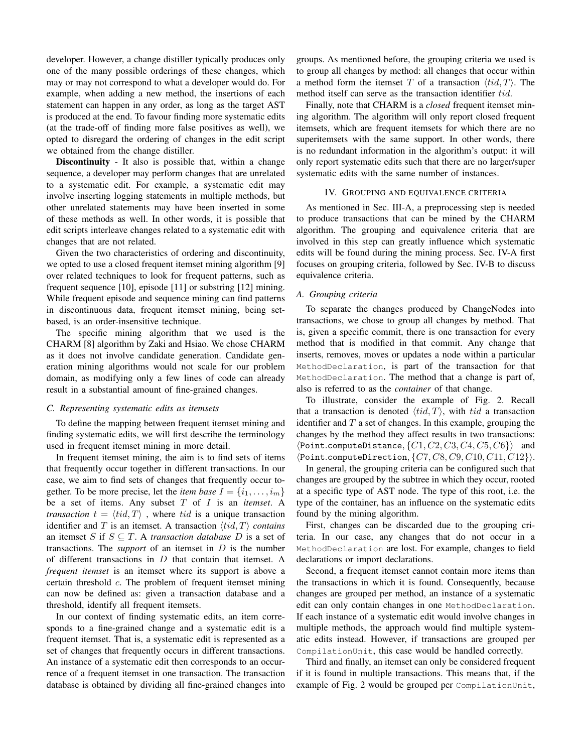developer. However, a change distiller typically produces only one of the many possible orderings of these changes, which may or may not correspond to what a developer would do. For example, when adding a new method, the insertions of each statement can happen in any order, as long as the target AST is produced at the end. To favour finding more systematic edits (at the trade-off of finding more false positives as well), we opted to disregard the ordering of changes in the edit script we obtained from the change distiller.

**Discontinuity** - It also is possible that, within a change sequence, a developer may perform changes that are unrelated to a systematic edit. For example, a systematic edit may involve inserting logging statements in multiple methods, but other unrelated statements may have been inserted in some of these methods as well. In other words, it is possible that edit scripts interleave changes related to a systematic edit with changes that are not related.

Given the two characteristics of ordering and discontinuity, we opted to use a closed frequent itemset mining algorithm [9] over related techniques to look for frequent patterns, such as frequent sequence [10], episode [11] or substring [12] mining. While frequent episode and sequence mining can find patterns in discontinuous data, frequent itemset mining, being set-based, is an order-insensitive technique.

The specific mining algorithm that we used is the CHARM [8] algorithm by Zaki and Hsiao. We chose CHARM as it does not involve candidate generation. Candidate generation mining algorithms would not scale for our problem domain, as modifying only a few lines of code can already result in a substantial amount of fine-grained changes.

### C. Representing systematic edits as itemsets

To define the mapping between frequent itemset mining and finding systematic edits, we will first describe the terminology used in frequent itemset mining in more detail.

In frequent itemset mining, the aim is to find sets of items that frequently occur together in different transactions. In our case, we aim to find sets of changes that frequently occur together. To be more precise, let the *item base* $I = \{i_1, \ldots, i_m\}$ be a set of items. Any subset $T$ of $I$ is an *itemset*. A *transaction* $t = \langle tid, T \rangle$ , where $tid$ is a unique transaction identifier and $T$ is an itemset. A transaction $\langle tid, T \rangle$ *contains* an itemset $S$ if $S \subseteq T$. A *transaction database* $D$ is a set of transactions. The *support* of an itemset in $D$ is the number of different transactions in $D$ that contain that itemset. A *frequent itemset* is an itemset where its support is above a certain threshold $c$. The problem of frequent itemset mining can now be defined as: given a transaction database and a threshold, identify all frequent itemsets.

In our context of finding systematic edits, an item corresponds to a fine-grained change and a systematic edit is a frequent itemset. That is, a systematic edit is represented as a set of changes that frequently occurs in different transactions. An instance of a systematic edit then corresponds to an occurrence of a frequent itemset in one transaction. The transaction database is obtained by dividing all fine-grained changes into groups. As mentioned before, the grouping criteria we used is to group all changes by method: all changes that occur within a method form the itemset $T$ of a transaction $\langle tid, T \rangle$. The method itself can serve as the transaction identifier $tid$.

Finally, note that CHARM is a *closed* frequent itemset mining algorithm. The algorithm will only report closed frequent itemsets, which are frequent itemsets for which there are no superitemsets with the same support. In other words, there is no redundant information in the algorithm's output: it will only report systematic edits such that there are no larger/super systematic edits with the same number of instances.

## IV. Grouping and equivalence criteria

As mentioned in Sec. III-A, a preprocessing step is needed to produce transactions that can be mined by the CHARM algorithm. The grouping and equivalence criteria that are involved in this step can greatly influence which systematic edits will be found during the mining process. Sec. IV-A first focuses on grouping criteria, followed by Sec. IV-B to discuss equivalence criteria.

### A. Grouping criteria

To separate the changes produced by ChangeNodes into transactions, we chose to group all changes by method. That is, given a specific commit, there is one transaction for every method that is modified in that commit. Any change that inserts, removes, moves or updates a node within a particular `MethodDeclaration`, is part of the transaction for that `MethodDeclaration`. The method that a change is part of, also is referred to as the *container* of that change.

To illustrate, consider the example of Fig. 2. Recall that a transaction is denoted $\langle tid, T \rangle$, with $tid$ a transaction identifier and $T$ a set of changes. In this example, grouping the changes by the method they affect results in two transactions: $\langle \texttt{Point.computeDistance}, \{C1, C2, C3, C4, C5, C6\} \rangle$ and $\langle \texttt{Point.computeDirection}, \{C7, C8, C9, C10, C11, C12\} \rangle$.

In general, the grouping criteria can be configured such that changes are grouped by the subtree in which they occur, rooted at a specific type of AST node. The type of this root, i.e. the type of the container, has an influence on the systematic edits found by the mining algorithm.

First, changes can be discarded due to the grouping criteria. In our case, any changes that do not occur in a `MethodDeclaration` are lost. For example, changes to field declarations or import declarations.

Second, a frequent itemset cannot contain more items than the transactions in which it is found. Consequently, because changes are grouped per method, an instance of a systematic edit can only contain changes in one `MethodDeclaration`. If each instance of a systematic edit would involve changes in multiple methods, the approach would find multiple systematic edits instead. However, if transactions are grouped per `CompilationUnit`, this case would be handled correctly.

Third and finally, an itemset can only be considered frequent if it is found in multiple transactions. This means that, if the example of Fig. 2 would be grouped per `CompilationUnit`,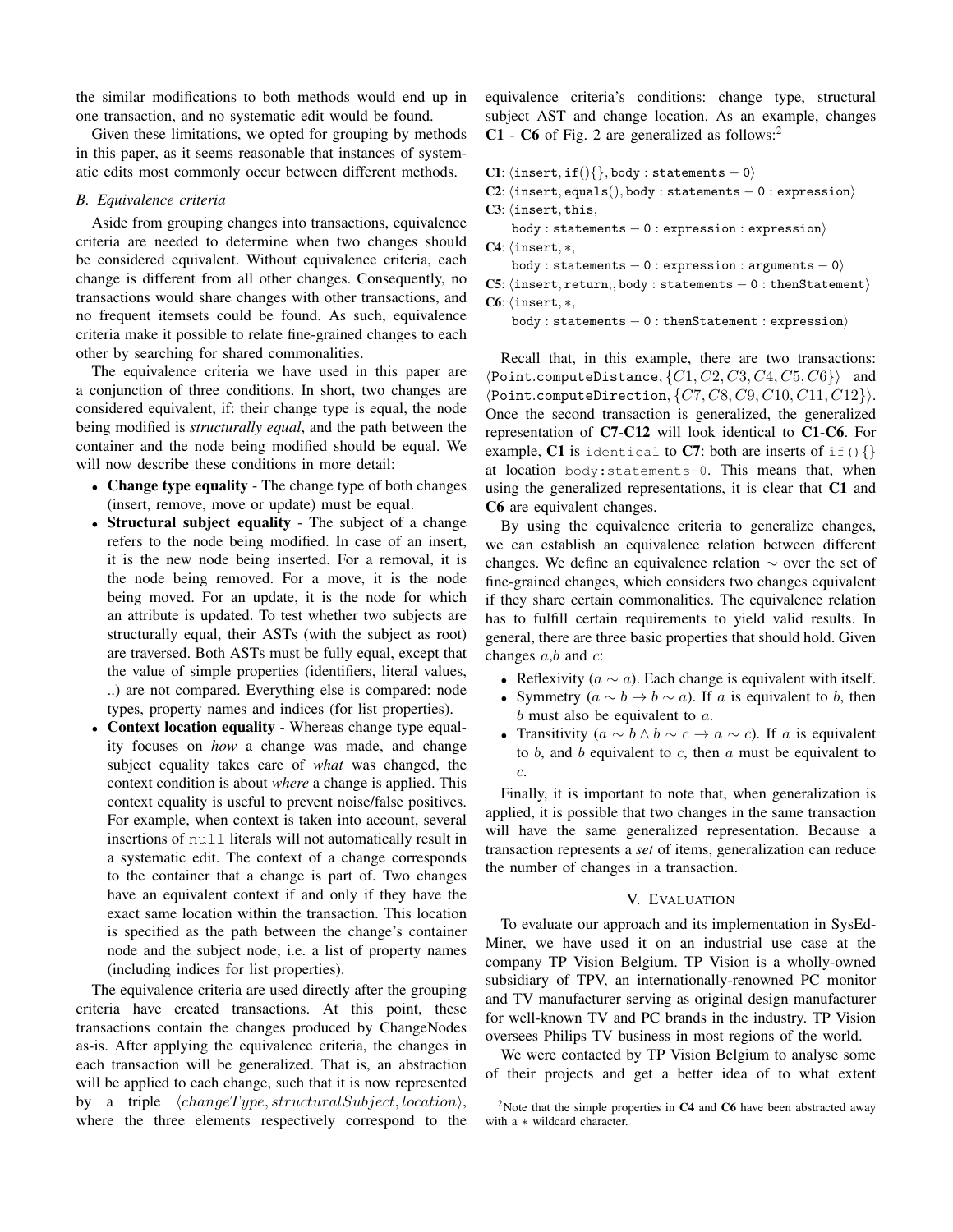the similar modifications to both methods would end up in one transaction, and no systematic edit would be found.

Given these limitations, we opted for grouping by methods in this paper, as it seems reasonable that instances of systematic edits most commonly occur between different methods.

### B. Equivalence criteria

Aside from grouping changes into transactions, equivalence criteria are needed to determine when two changes should be considered equivalent. Without equivalence criteria, each change is different from all other changes. Consequently, no transactions would share changes with other transactions, and no frequent itemsets could be found. As such, equivalence criteria make it possible to relate fine-grained changes to each other by searching for shared commonalities.

The equivalence criteria we have used in this paper are a conjunction of three conditions. In short, two changes are considered equivalent, if: their change type is equal, the node being modified is *structurally equal*, and the path between the container and the node being modified should be equal. We will now describe these conditions in more detail:

- **Change type equality** - The change type of both changes (insert, remove, move or update) must be equal.
- **Structural subject equality** - The subject of a change refers to the node being modified. In case of an insert, it is the new node being inserted. For a removal, it is the node being removed. For a move, it is the node being moved. For an update, it is the node for which an attribute is updated. To test whether two subjects are structurally equal, their ASTs (with the subject as root) are traversed. Both ASTs must be fully equal, except that the value of simple properties (identifiers, literal values, ..) are not compared. Everything else is compared: node types, property names and indices (for list properties).
- **Context location equality** - Whereas change type equality focuses on *how* a change was made, and change subject equality takes care of *what* was changed, the context condition is about *where* a change is applied. This context equality is useful to prevent noise/false positives. For example, when context is taken into account, several insertions of `null` literals will not automatically result in a systematic edit. The context of a change corresponds to the container that a change is part of. Two changes have an equivalent context if and only if they have the exact same location within the transaction. This location is specified as the path between the change's container node and the subject node, i.e. a list of property names (including indices for list properties).

The equivalence criteria are used directly after the grouping criteria have created transactions. At this point, these transactions contain the changes produced by ChangeNodes as-is. After applying the equivalence criteria, the changes in each transaction will be generalized. That is, an abstraction will be applied to each change, such that it is now represented by a triple $\langle changeType, structuralSubject, location \rangle$, where the three elements respectively correspond to the equivalence criteria's conditions: change type, structural subject AST and change location. As an example, changes **C1** - **C6** of Fig. 2 are generalized as follows:[2]

**C1**: $\langle \mathtt{insert}, \mathtt{if()\{\}}, \mathtt{body:statements-0} \rangle$
**C2**: $\langle \mathtt{insert}, \mathtt{equals()}, \mathtt{body:statements-0:expression} \rangle$
**C3**: $\langle \mathtt{insert}, \mathtt{this}, \mathtt{body:statements-0:expression:expression} \rangle$
**C4**: $\langle \mathtt{insert}, *, \mathtt{body:statements-0:expression:arguments-0} \rangle$
**C5**: $\langle \mathtt{insert}, \mathtt{return;}, \mathtt{body:statements-0:thenStatement} \rangle$
**C6**: $\langle \mathtt{insert}, *, \mathtt{body:statements-0:thenStatement:expression} \rangle$

Recall that, in this example, there are two transactions: $\langle \mathtt{Point.computeDistance}, \{C1, C2, C3, C4, C5, C6\} \rangle$ and $\langle \mathtt{Point.computeDirection}, \{C7, C8, C9, C10, C11, C12\} \rangle$. Once the second transaction is generalized, the generalized representation of **C7**-**C12** will look identical to **C1**-**C6**. For example, **C1** is `identical` to **C7**: both are inserts of `if(){}` at location `body:statements-0`. This means that, when using the generalized representations, it is clear that **C1** and **C6** are equivalent changes.

By using the equivalence criteria to generalize changes, we can establish an equivalence relation between different changes. We define an equivalence relation $\sim$ over the set of fine-grained changes, which considers two changes equivalent if they share certain commonalities. The equivalence relation has to fulfill certain requirements to yield valid results. In general, there are three basic properties that should hold. Given changes $a$,$b$ and $c$:

- Reflexivity ($a \sim a$). Each change is equivalent with itself.
- Symmetry ($a \sim b \rightarrow b \sim a$). If $a$ is equivalent to $b$, then $b$ must also be equivalent to $a$.
- Transitivity ($a \sim b \wedge b \sim c \rightarrow a \sim c$). If $a$ is equivalent to $b$, and $b$ equivalent to $c$, then $a$ must be equivalent to $c$.

Finally, it is important to note that, when generalization is applied, it is possible that two changes in the same transaction will have the same generalized representation. Because a transaction represents a *set* of items, generalization can reduce the number of changes in a transaction.

## V. Evaluation

To evaluate our approach and its implementation in SysEdMiner, we have used it on an industrial use case at the company TP Vision Belgium. TP Vision is a wholly-owned subsidiary of TPV, an internationally-renowned PC monitor and TV manufacturer serving as original design manufacturer for well-known TV and PC brands in the industry. TP Vision oversees Philips TV business in most regions of the world.

We were contacted by TP Vision Belgium to analyse some of their projects and get a better idea of to what extent

[2] Note that the simple properties in **C4** and **C6** have been abstracted away with a $*$ wildcard character.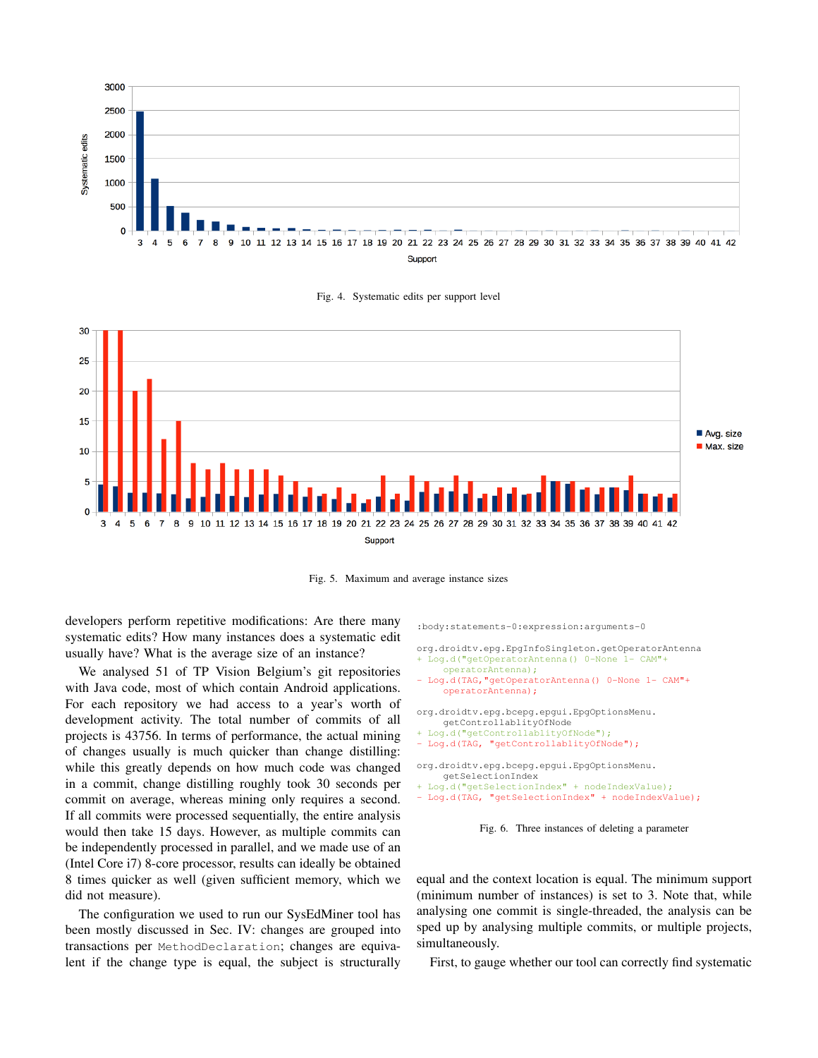Fig. 4. Systematic edits per support level

Fig. 5. Maximum and average instance sizes

developers perform repetitive modifications: Are there many systematic edits? How many instances does a systematic edit usually have? What is the average size of an instance?

We analysed 51 of TP Vision Belgium's git repositories with Java code, most of which contain Android applications. For each repository we had access to a year's worth of development activity. The total number of commits of all projects is 43756. In terms of performance, the actual mining of changes usually is much quicker than change distilling: while this greatly depends on how much code was changed in a commit, change distilling roughly took 30 seconds per commit on average, whereas mining only requires a second. If all commits were processed sequentially, the entire analysis would then take 15 days. However, as multiple commits can be independently processed in parallel, and we made use of an (Intel Core i7) 8-core processor, results can ideally be obtained 8 times quicker as well (given sufficient memory, which we did not measure).

The configuration we used to run our SysEdMiner tool has been mostly discussed in Sec. IV: changes are grouped into transactions per `MethodDeclaration`; changes are equivalent if the change type is equal, the subject is structurally equal and the context location is equal. The minimum support (minimum number of instances) is set to 3. Note that, while analysing one commit is single-threaded, the analysis can be sped up by analysing multiple commits, or multiple projects, simultaneously.

```
:body:statements-0:expression:arguments-0

org.droidtv.epg.EpgInfoSingleton.getOperatorAntenna
+ Log.d("getOperatorAntenna() 0-None 1- CAM"+
     operatorAntenna);
- Log.d(TAG,"getOperatorAntenna() 0-None 1- CAM"+
     operatorAntenna);

org.droidtv.epg.bcepg.epgui.EpgOptionsMenu.
     getControllablityOfNode
+ Log.d("getControllablityOfNode");
- Log.d(TAG, "getControllablityOfNode");

org.droidtv.epg.bcepg.epgui.EpgOptionsMenu.
     getSelectionIndex
+ Log.d("getSelectionIndex" + nodeIndexValue);
- Log.d(TAG, "getSelectionIndex" + nodeIndexValue);
```

Fig. 6. Three instances of deleting a parameter

First, to gauge whether our tool can correctly find systematic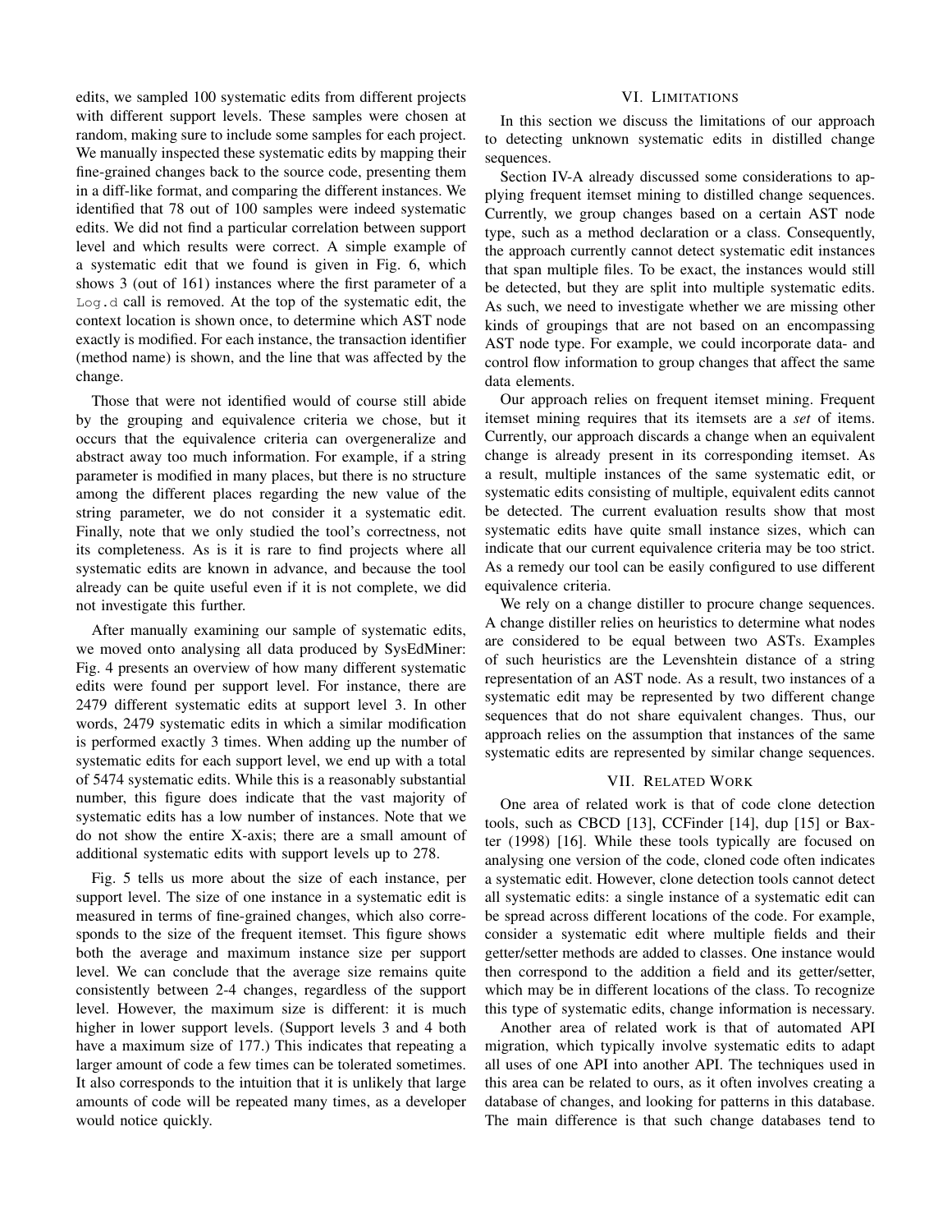edits, we sampled 100 systematic edits from different projects with different support levels. These samples were chosen at random, making sure to include some samples for each project. We manually inspected these systematic edits by mapping their fine-grained changes back to the source code, presenting them in a diff-like format, and comparing the different instances. We identified that 78 out of 100 samples were indeed systematic edits. We did not find a particular correlation between support level and which results were correct. A simple example of a systematic edit that we found is given in Fig. 6, which shows 3 (out of 161) instances where the first parameter of a `Log.d` call is removed. At the top of the systematic edit, the context location is shown once, to determine which AST node exactly is modified. For each instance, the transaction identifier (method name) is shown, and the line that was affected by the change.

Those that were not identified would of course still abide by the grouping and equivalence criteria we chose, but it occurs that the equivalence criteria can overgeneralize and abstract away too much information. For example, if a string parameter is modified in many places, but there is no structure among the different places regarding the new value of the string parameter, we do not consider it a systematic edit. Finally, note that we only studied the tool's correctness, not its completeness. As is it is rare to find projects where all systematic edits are known in advance, and because the tool already can be quite useful even if it is not complete, we did not investigate this further.

After manually examining our sample of systematic edits, we moved onto analysing all data produced by SysEdMiner: Fig. 4 presents an overview of how many different systematic edits were found per support level. For instance, there are 2479 different systematic edits at support level 3. In other words, 2479 systematic edits in which a similar modification is performed exactly 3 times. When adding up the number of systematic edits for each support level, we end up with a total of 5474 systematic edits. While this is a reasonably substantial number, this figure does indicate that the vast majority of systematic edits has a low number of instances. Note that we do not show the entire X-axis; there are a small amount of additional systematic edits with support levels up to 278.

Fig. 5 tells us more about the size of each instance, per support level. The size of one instance in a systematic edit is measured in terms of fine-grained changes, which also corresponds to the size of the frequent itemset. This figure shows both the average and maximum instance size per support level. We can conclude that the average size remains quite consistently between 2-4 changes, regardless of the support level. However, the maximum size is different: it is much higher in lower support levels. (Support levels 3 and 4 both have a maximum size of 177.) This indicates that repeating a larger amount of code a few times can be tolerated sometimes. It also corresponds to the intuition that it is unlikely that large amounts of code will be repeated many times, as a developer would notice quickly.

## VI. Limitations

In this section we discuss the limitations of our approach to detecting unknown systematic edits in distilled change sequences.

Section IV-A already discussed some considerations to applying frequent itemset mining to distilled change sequences. Currently, we group changes based on a certain AST node type, such as a method declaration or a class. Consequently, the approach currently cannot detect systematic edit instances that span multiple files. To be exact, the instances would still be detected, but they are split into multiple systematic edits. As such, we need to investigate whether we are missing other kinds of groupings that are not based on an encompassing AST node type. For example, we could incorporate data- and control flow information to group changes that affect the same data elements.

Our approach relies on frequent itemset mining. Frequent itemset mining requires that its itemsets are a *set* of items. Currently, our approach discards a change when an equivalent change is already present in its corresponding itemset. As a result, multiple instances of the same systematic edit, or systematic edits consisting of multiple, equivalent edits cannot be detected. The current evaluation results show that most systematic edits have quite small instance sizes, which can indicate that our current equivalence criteria may be too strict. As a remedy our tool can be easily configured to use different equivalence criteria.

We rely on a change distiller to procure change sequences. A change distiller relies on heuristics to determine what nodes are considered to be equal between two ASTs. Examples of such heuristics are the Levenshtein distance of a string representation of an AST node. As a result, two instances of a systematic edit may be represented by two different change sequences that do not share equivalent changes. Thus, our approach relies on the assumption that instances of the same systematic edits are represented by similar change sequences.

## VII. Related Work

One area of related work is that of code clone detection tools, such as CBCD [13], CCFinder [14], dup [15] or Baxter (1998) [16]. While these tools typically are focused on analysing one version of the code, cloned code often indicates a systematic edit. However, clone detection tools cannot detect all systematic edits: a single instance of a systematic edit can be spread across different locations of the code. For example, consider a systematic edit where multiple fields and their getter/setter methods are added to classes. One instance would then correspond to the addition a field and its getter/setter, which may be in different locations of the class. To recognize this type of systematic edits, change information is necessary.

Another area of related work is that of automated API migration, which typically involve systematic edits to adapt all uses of one API into another API. The techniques used in this area can be related to ours, as it often involves creating a database of changes, and looking for patterns in this database. The main difference is that such change databases tend to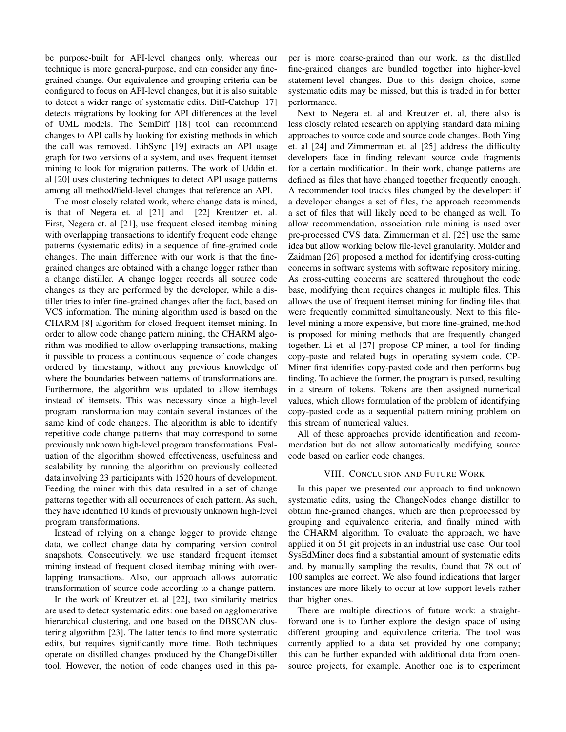be purpose-built for API-level changes only, whereas our technique is more general-purpose, and can consider any fine-grained change. Our equivalence and grouping criteria can be configured to focus on API-level changes, but it is also suitable to detect a wider range of systematic edits. Diff-Catchup [17] detects migrations by looking for API differences at the level of UML models. The SemDiff [18] tool can recommend changes to API calls by looking for existing methods in which the call was removed. LibSync [19] extracts an API usage graph for two versions of a system, and uses frequent itemset mining to look for migration patterns. The work of Uddin et. al [20] uses clustering techniques to detect API usage patterns among all method/field-level changes that reference an API.

The most closely related work, where change data is mined, is that of Negera et. al [21] and [22] Kreutzer et. al. First, Negera et. al [21], use frequent closed itembag mining with overlapping transactions to identify frequent code change patterns (systematic edits) in a sequence of fine-grained code changes. The main difference with our work is that the fine-grained changes are obtained with a change logger rather than a change distiller. A change logger records all source code changes as they are performed by the developer, while a distiller tries to infer fine-grained changes after the fact, based on VCS information. The mining algorithm used is based on the CHARM [8] algorithm for closed frequent itemset mining. In order to allow code change pattern mining, the CHARM algorithm was modified to allow overlapping transactions, making it possible to process a continuous sequence of code changes ordered by timestamp, without any previous knowledge of where the boundaries between patterns of transformations are. Furthermore, the algorithm was updated to allow itembags instead of itemsets. This was necessary since a high-level program transformation may contain several instances of the same kind of code changes. The algorithm is able to identify repetitive code change patterns that may correspond to some previously unknown high-level program transformations. Evaluation of the algorithm showed effectiveness, usefulness and scalability by running the algorithm on previously collected data involving 23 participants with 1520 hours of development. Feeding the miner with this data resulted in a set of change patterns together with all occurrences of each pattern. As such, they have identified 10 kinds of previously unknown high-level program transformations.

Instead of relying on a change logger to provide change data, we collect change data by comparing version control snapshots. Consecutively, we use standard frequent itemset mining instead of frequent closed itembag mining with overlapping transactions. Also, our approach allows automatic transformation of source code according to a change pattern.

In the work of Kreutzer et. al [22], two similarity metrics are used to detect systematic edits: one based on agglomerative hierarchical clustering, and one based on the DBSCAN clustering algorithm [23]. The latter tends to find more systematic edits, but requires significantly more time. Both techniques operate on distilled changes produced by the ChangeDistiller tool. However, the notion of code changes used in this paper is more coarse-grained than our work, as the distilled fine-grained changes are bundled together into higher-level statement-level changes. Due to this design choice, some systematic edits may be missed, but this is traded in for better performance.

Next to Negera et. al and Kreutzer et. al, there also is less closely related research on applying standard data mining approaches to source code and source code changes. Both Ying et. al [24] and Zimmerman et. al [25] address the difficulty developers face in finding relevant source code fragments for a certain modification. In their work, change patterns are defined as files that have changed together frequently enough. A recommender tool tracks files changed by the developer: if a developer changes a set of files, the approach recommends a set of files that will likely need to be changed as well. To allow recommendation, association rule mining is used over pre-processed CVS data. Zimmerman et al. [25] use the same idea but allow working below file-level granularity. Mulder and Zaidman [26] proposed a method for identifying cross-cutting concerns in software systems with software repository mining. As cross-cutting concerns are scattered throughout the code base, modifying them requires changes in multiple files. This allows the use of frequent itemset mining for finding files that were frequently committed simultaneously. Next to this file-level mining a more expensive, but more fine-grained, method is proposed for mining methods that are frequently changed together. Li et. al [27] propose CP-miner, a tool for finding copy-paste and related bugs in operating system code. CP-Miner first identifies copy-pasted code and then performs bug finding. To achieve the former, the program is parsed, resulting in a stream of tokens. Tokens are then assigned numerical values, which allows formulation of the problem of identifying copy-pasted code as a sequential pattern mining problem on this stream of numerical values.

All of these approaches provide identification and recommendation but do not allow automatically modifying source code based on earlier code changes.

## VIII. Conclusion and Future Work

In this paper we presented our approach to find unknown systematic edits, using the ChangeNodes change distiller to obtain fine-grained changes, which are then preprocessed by grouping and equivalence criteria, and finally mined with the CHARM algorithm. To evaluate the approach, we have applied it on 51 git projects in an industrial use case. Our tool SysEdMiner does find a substantial amount of systematic edits and, by manually sampling the results, found that 78 out of 100 samples are correct. We also found indications that larger instances are more likely to occur at low support levels rather than higher ones.

There are multiple directions of future work: a straightforward one is to further explore the design space of using different grouping and equivalence criteria. The tool was currently applied to a data set provided by one company; this can be further expanded with additional data from open-source projects, for example. Another one is to experiment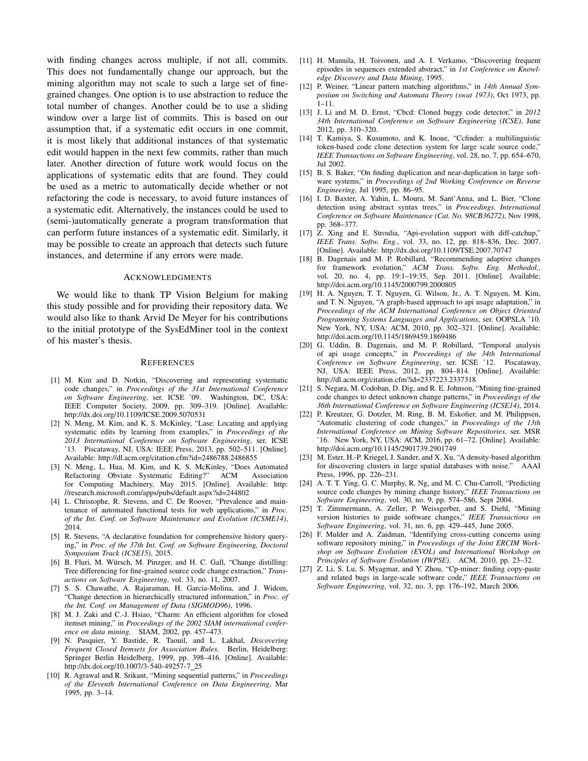with finding changes across multiple, if not all, commits. This does not fundamentally change our approach, but the mining algorithm may not scale to such a large set of fine-grained changes. One option is to use abstraction to reduce the total number of changes. Another could be to use a sliding window over a large list of commits. This is based on our assumption that, if a systematic edit occurs in one commit, it is most likely that additional instances of that systematic edit would happen in the next few commits, rather than much later. Another direction of future work would focus on the applications of systematic edits that are found. They could be used as a metric to automatically decide whether or not refactoring the code is necessary, to avoid future instances of a systematic edit. Alternatively, the instances could be used to (semi-)automatically generate a program transformation that can perform future instances of a systematic edit. Similarly, it may be possible to create an approach that detects such future instances, and determine if any errors were made.

## Acknowledgments

We would like to thank TP Vision Belgium for making this study possible and for providing their repository data. We would also like to thank Arvid De Meyer for his contributions to the initial prototype of the SysEdMiner tool in the context of his master's thesis.

## References

[1] M. Kim and D. Notkin, "Discovering and representing systematic code changes," in *Proceedings of the 31st International Conference on Software Engineering*, ser. ICSE '09. Washington, DC, USA: IEEE Computer Society, 2009, pp. 309–319. [Online]. Available: http://dx.doi.org/10.1109/ICSE.2009.5070531

[2] N. Meng, M. Kim, and K. S. McKinley, "Lase: Locating and applying systematic edits by learning from examples," in *Proceedings of the 2013 International Conference on Software Engineering*, ser. ICSE '13. Piscataway, NJ, USA: IEEE Press, 2013, pp. 502–511. [Online]. Available: http://dl.acm.org/citation.cfm?id=2486788.2486855

[3] N. Meng, L. Hua, M. Kim, and K. S. McKinley, "Does Automated Refactoring Obviate Systematic Editing?" ACM Association for Computing Machinery, May 2015. [Online]. Available: http://research.microsoft.com/apps/pubs/default.aspx?id=244802

[4] L. Christophe, R. Stevens, and C. De Roover, "Prevalence and maintenance of automated functional tests for web applications," in *Proc. of the Int. Conf. on Software Maintenance and Evolution (ICSME14)*, 2014.

[5] R. Stevens, "A declarative foundation for comprehensive history querying," in *Proc. of the 37th Int. Conf. on Software Engineering, Doctoral Symposium Track (ICSE15)*, 2015.

[6] B. Fluri, M. Würsch, M. Pinzger, and H. C. Gall, "Change distilling: Tree differencing for fine-grained source code change extraction," *Transactions on Software Engineering*, vol. 33, no. 11, 2007.

[7] S. S. Chawathe, A. Rajaraman, H. Garcia-Molina, and J. Widom, "Change detection in hierarchically structured information," in *Proc. of the Int. Conf. on Management of Data (SIGMOD96)*, 1996.

[8] M. J. Zaki and C.-J. Hsiao, "Charm: An efficient algorithm for closed itemset mining," in *Proceedings of the 2002 SIAM international conference on data mining*. SIAM, 2002, pp. 457–473.

[9] N. Pasquier, Y. Bastide, R. Taouil, and L. Lakhal, *Discovering Frequent Closed Itemsets for Association Rules*. Berlin, Heidelberg: Springer Berlin Heidelberg, 1999, pp. 398–416. [Online]. Available: http://dx.doi.org/10.1007/3-540-49257-7_25

[10] R. Agrawal and R. Srikant, "Mining sequential patterns," in *Proceedings of the Eleventh International Conference on Data Engineering*, Mar 1995, pp. 3–14.

[11] H. Mannila, H. Toivonen, and A. I. Verkamo, "Discovering frequent episodes in sequences extended abstract," in *1st Conference on Knowledge Discovery and Data Mining*, 1995.

[12] P. Weiner, "Linear pattern matching algorithms," in *14th Annual Symposium on Switching and Automata Theory (swat 1973)*, Oct 1973, pp. 1–11.

[13] J. Li and M. D. Ernst, "Cbcd: Cloned buggy code detector," in *2012 34th International Conference on Software Engineering (ICSE)*, June 2012, pp. 310–320.

[14] T. Kamiya, S. Kusumoto, and K. Inoue, "Ccfinder: a multilinguistic token-based code clone detection system for large scale source code," *IEEE Transactions on Software Engineering*, vol. 28, no. 7, pp. 654–670, Jul 2002.

[15] B. S. Baker, "On finding duplication and near-duplication in large software systems," in *Proceedings of 2nd Working Conference on Reverse Engineering*, Jul 1995, pp. 86–95.

[16] I. D. Baxter, A. Yahin, L. Moura, M. Sant'Anna, and L. Bier, "Clone detection using abstract syntax trees," in *Proceedings. International Conference on Software Maintenance (Cat. No. 98CB36272)*, Nov 1998, pp. 368–377.

[17] Z. Xing and E. Stroulia, "Api-evolution support with diff-catchup," *IEEE Trans. Softw. Eng.*, vol. 33, no. 12, pp. 818–836, Dec. 2007. [Online]. Available: http://dx.doi.org/10.1109/TSE.2007.70747

[18] B. Dagenais and M. P. Robillard, "Recommending adaptive changes for framework evolution," *ACM Trans. Softw. Eng. Methodol.*, vol. 20, no. 4, pp. 19:1–19:35, Sep. 2011. [Online]. Available: http://doi.acm.org/10.1145/2000799.2000805

[19] H. A. Nguyen, T. T. Nguyen, G. Wilson, Jr., A. T. Nguyen, M. Kim, and T. N. Nguyen, "A graph-based approach to api usage adaptation," in *Proceedings of the ACM International Conference on Object Oriented Programming Systems Languages and Applications*, ser. OOPSLA '10. New York, NY, USA: ACM, 2010, pp. 302–321. [Online]. Available: http://doi.acm.org/10.1145/1869459.1869486

[20] G. Uddin, B. Dagenais, and M. P. Robillard, "Temporal analysis of api usage concepts," in *Proceedings of the 34th International Conference on Software Engineering*, ser. ICSE '12. Piscataway, NJ, USA: IEEE Press, 2012, pp. 804–814. [Online]. Available: http://dl.acm.org/citation.cfm?id=2337223.2337318

[21] S. Negara, M. Codoban, D. Dig, and R. E. Johnson, "Mining fine-grained code changes to detect unknown change patterns," in *Proceedings of the 36th International Conference on Software Engineering (ICSE14)*, 2014.

[22] P. Kreutzer, G. Dotzler, M. Ring, B. M. Eskofier, and M. Philippsen, "Automatic clustering of code changes," in *Proceedings of the 13th International Conference on Mining Software Repositories*, ser. MSR '16. New York, NY, USA: ACM, 2016, pp. 61–72. [Online]. Available: http://doi.acm.org/10.1145/2901739.2901749

[23] M. Ester, H.-P. Kriegel, J. Sander, and X. Xu, "A density-based algorithm for discovering clusters in large spatial databases with noise." AAAI Press, 1996, pp. 226–231.

[24] A. T. T. Ying, G. C. Murphy, R. Ng, and M. C. Chu-Carroll, "Predicting source code changes by mining change history," *IEEE Transactions on Software Engineering*, vol. 30, no. 9, pp. 574–586, Sept 2004.

[25] T. Zimmermann, A. Zeller, P. Weissgerber, and S. Diehl, "Mining version histories to guide software changes," *IEEE Transactions on Software Engineering*, vol. 31, no. 6, pp. 429–445, June 2005.

[26] F. Mulder and A. Zaidman, "Identifying cross-cutting concerns using software repository mining," in *Proceedings of the Joint ERCIM Workshop on Software Evolution (EVOL) and International Workshop on Principles of Software Evolution (IWPSE)*. ACM, 2010, pp. 23–32.

[27] Z. Li, S. Lu, S. Myagmar, and Y. Zhou, "Cp-miner: finding copy-paste and related bugs in large-scale software code," *IEEE Transactions on Software Engineering*, vol. 32, no. 3, pp. 176–192, March 2006.